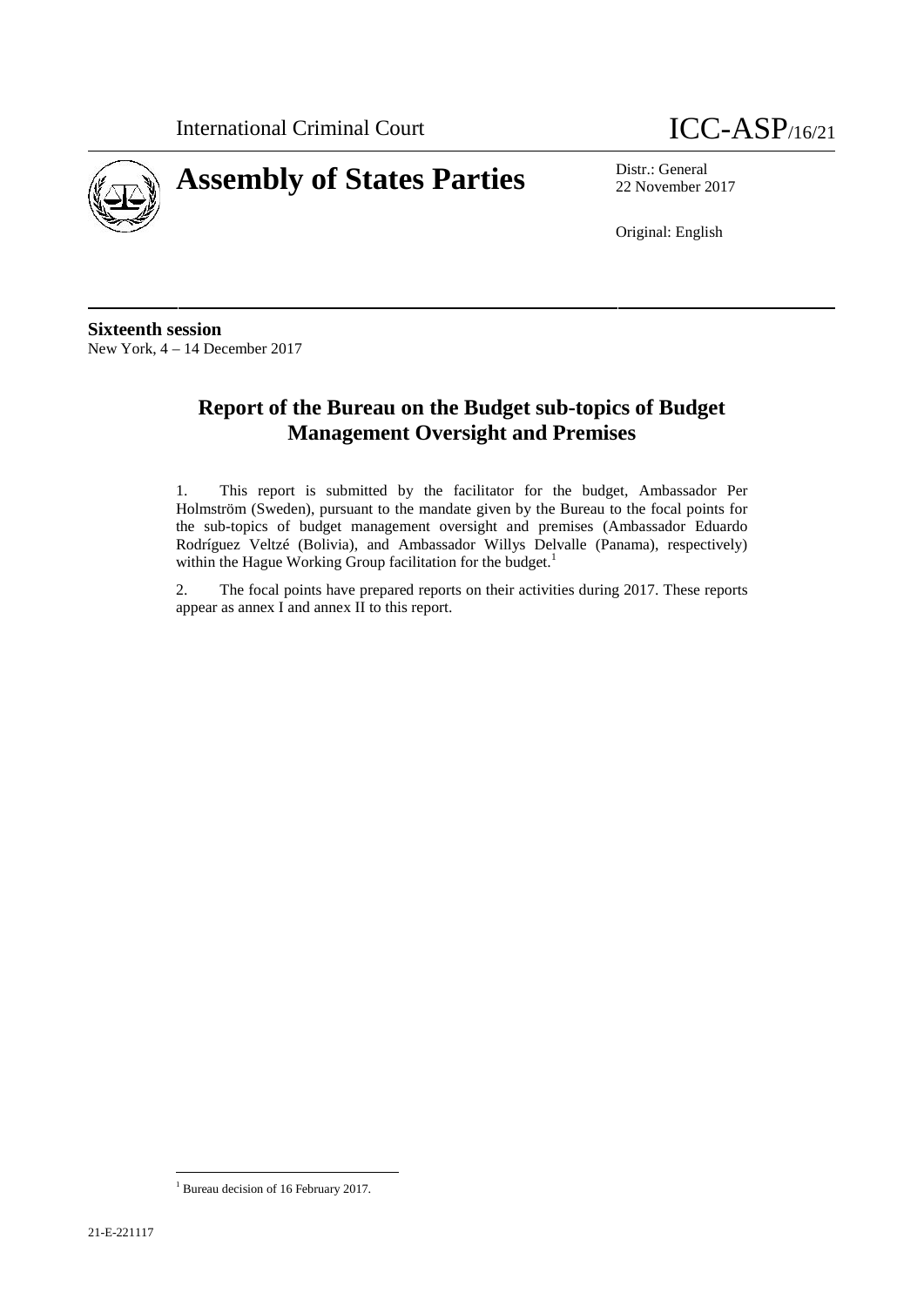International Criminal Court

ICC-ASP/16/21

# Assembly of States Parties

Distr.: General
22 November 2017

Original: English

**Sixteenth session**
New York, 4 – 14 December 2017

## Report of the Bureau on the Budget sub-topics of Budget Management Oversight and Premises

1. This report is submitted by the facilitator for the budget, Ambassador Per Holmström (Sweden), pursuant to the mandate given by the Bureau to the focal points for the sub-topics of budget management oversight and premises (Ambassador Eduardo Rodríguez Veltzé (Bolivia), and Ambassador Willys Delvalle (Panama), respectively) within the Hague Working Group facilitation for the budget.[1]

2. The focal points have prepared reports on their activities during 2017. These reports appear as annex I and annex II to this report.

[1] Bureau decision of 16 February 2017.

21-E-221117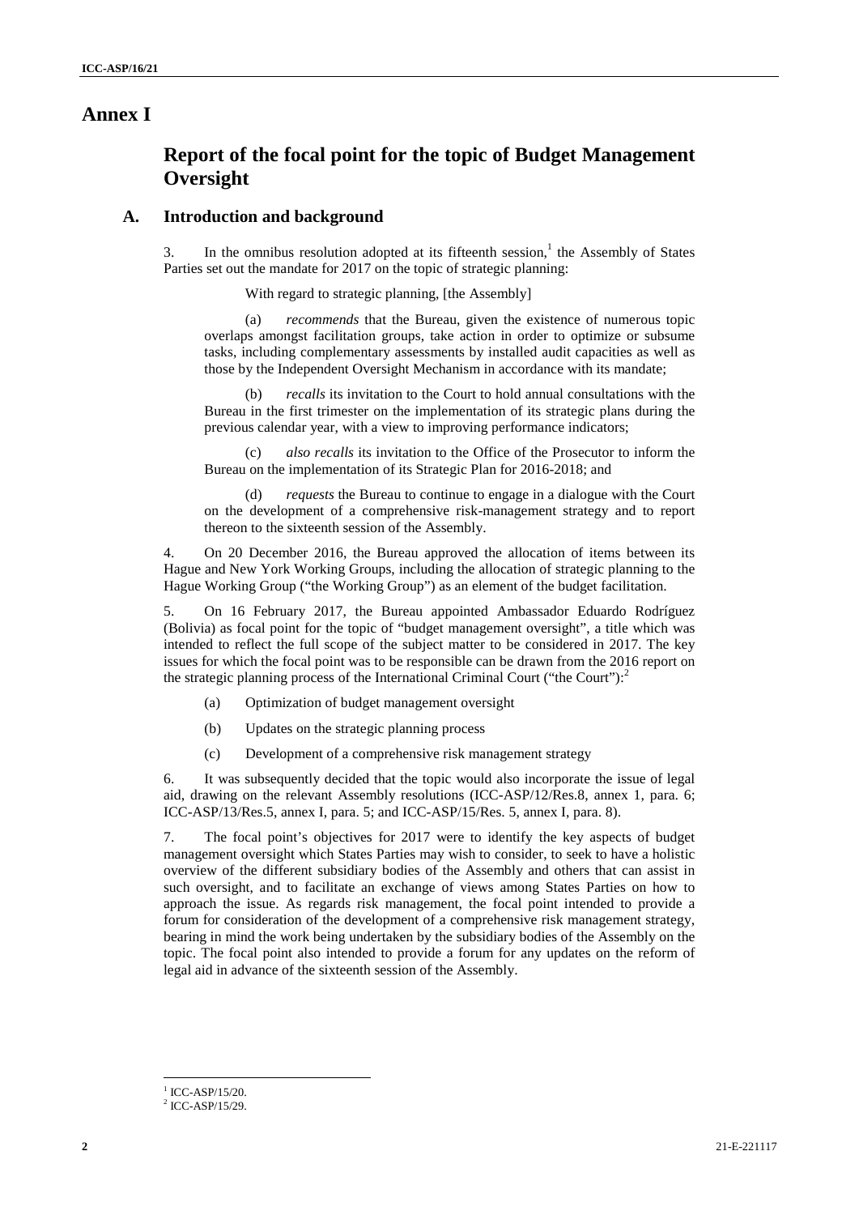# Annex I

## Report of the focal point for the topic of Budget Management Oversight

### A. Introduction and background

3. In the omnibus resolution adopted at its fifteenth session,[1] the Assembly of States Parties set out the mandate for 2017 on the topic of strategic planning:

With regard to strategic planning, [the Assembly]

(a) *recommends* that the Bureau, given the existence of numerous topic overlaps amongst facilitation groups, take action in order to optimize or subsume tasks, including complementary assessments by installed audit capacities as well as those by the Independent Oversight Mechanism in accordance with its mandate;

(b) *recalls* its invitation to the Court to hold annual consultations with the Bureau in the first trimester on the implementation of its strategic plans during the previous calendar year, with a view to improving performance indicators;

(c) *also recalls* its invitation to the Office of the Prosecutor to inform the Bureau on the implementation of its Strategic Plan for 2016-2018; and

(d) *requests* the Bureau to continue to engage in a dialogue with the Court on the development of a comprehensive risk-management strategy and to report thereon to the sixteenth session of the Assembly.

4. On 20 December 2016, the Bureau approved the allocation of items between its Hague and New York Working Groups, including the allocation of strategic planning to the Hague Working Group ("the Working Group") as an element of the budget facilitation.

5. On 16 February 2017, the Bureau appointed Ambassador Eduardo Rodríguez (Bolivia) as focal point for the topic of "budget management oversight", a title which was intended to reflect the full scope of the subject matter to be considered in 2017. The key issues for which the focal point was to be responsible can be drawn from the 2016 report on the strategic planning process of the International Criminal Court ("the Court"):[2]

(a) Optimization of budget management oversight

(b) Updates on the strategic planning process

(c) Development of a comprehensive risk management strategy

6. It was subsequently decided that the topic would also incorporate the issue of legal aid, drawing on the relevant Assembly resolutions (ICC-ASP/12/Res.8, annex 1, para. 6; ICC-ASP/13/Res.5, annex I, para. 5; and ICC-ASP/15/Res. 5, annex I, para. 8).

7. The focal point's objectives for 2017 were to identify the key aspects of budget management oversight which States Parties may wish to consider, to seek to have a holistic overview of the different subsidiary bodies of the Assembly and others that can assist in such oversight, and to facilitate an exchange of views among States Parties on how to approach the issue. As regards risk management, the focal point intended to provide a forum for consideration of the development of a comprehensive risk management strategy, bearing in mind the work being undertaken by the subsidiary bodies of the Assembly on the topic. The focal point also intended to provide a forum for any updates on the reform of legal aid in advance of the sixteenth session of the Assembly.

[1] ICC-ASP/15/20.

[2] ICC-ASP/15/29.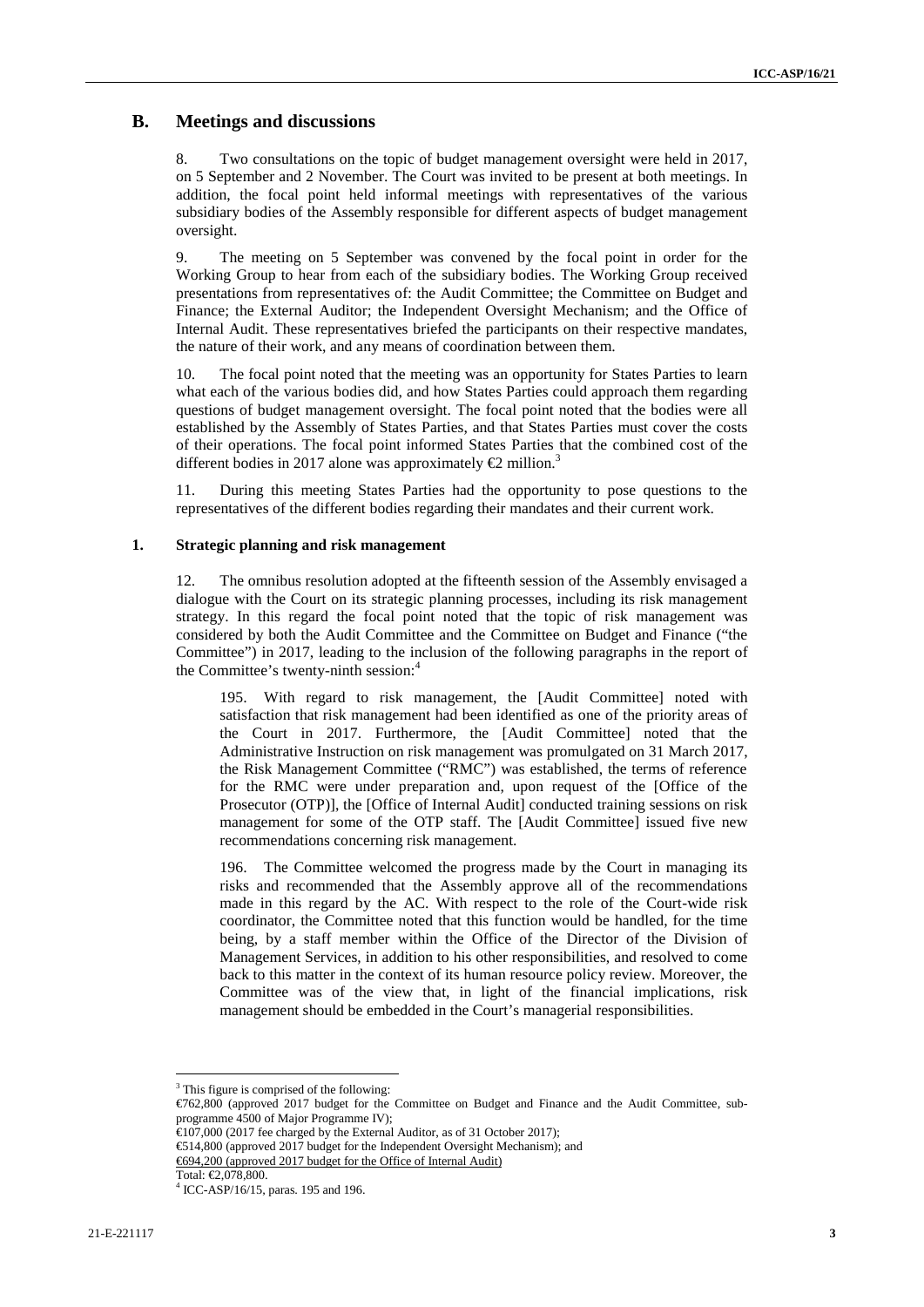## B. Meetings and discussions

8. Two consultations on the topic of budget management oversight were held in 2017, on 5 September and 2 November. The Court was invited to be present at both meetings. In addition, the focal point held informal meetings with representatives of the various subsidiary bodies of the Assembly responsible for different aspects of budget management oversight.

9. The meeting on 5 September was convened by the focal point in order for the Working Group to hear from each of the subsidiary bodies. The Working Group received presentations from representatives of: the Audit Committee; the Committee on Budget and Finance; the External Auditor; the Independent Oversight Mechanism; and the Office of Internal Audit. These representatives briefed the participants on their respective mandates, the nature of their work, and any means of coordination between them.

10. The focal point noted that the meeting was an opportunity for States Parties to learn what each of the various bodies did, and how States Parties could approach them regarding questions of budget management oversight. The focal point noted that the bodies were all established by the Assembly of States Parties, and that States Parties must cover the costs of their operations. The focal point informed States Parties that the combined cost of the different bodies in 2017 alone was approximately €2 million.[3]

11. During this meeting States Parties had the opportunity to pose questions to the representatives of the different bodies regarding their mandates and their current work.

### 1. Strategic planning and risk management

12. The omnibus resolution adopted at the fifteenth session of the Assembly envisaged a dialogue with the Court on its strategic planning processes, including its risk management strategy. In this regard the focal point noted that the topic of risk management was considered by both the Audit Committee and the Committee on Budget and Finance ("the Committee") in 2017, leading to the inclusion of the following paragraphs in the report of the Committee's twenty-ninth session:[4]

> 195. With regard to risk management, the [Audit Committee] noted with satisfaction that risk management had been identified as one of the priority areas of the Court in 2017. Furthermore, the [Audit Committee] noted that the Administrative Instruction on risk management was promulgated on 31 March 2017, the Risk Management Committee ("RMC") was established, the terms of reference for the RMC were under preparation and, upon request of the [Office of the Prosecutor (OTP)], the [Office of Internal Audit] conducted training sessions on risk management for some of the OTP staff. The [Audit Committee] issued five new recommendations concerning risk management.
>
> 196. The Committee welcomed the progress made by the Court in managing its risks and recommended that the Assembly approve all of the recommendations made in this regard by the AC. With respect to the role of the Court-wide risk coordinator, the Committee noted that this function would be handled, for the time being, by a staff member within the Office of the Director of the Division of Management Services, in addition to his other responsibilities, and resolved to come back to this matter in the context of its human resource policy review. Moreover, the Committee was of the view that, in light of the financial implications, risk management should be embedded in the Court's managerial responsibilities.

---

[3] This figure is comprised of the following:
€762,800 (approved 2017 budget for the Committee on Budget and Finance and the Audit Committee, sub-programme 4500 of Major Programme IV);
€107,000 (2017 fee charged by the External Auditor, as of 31 October 2017);
€514,800 (approved 2017 budget for the Independent Oversight Mechanism); and
€694,200 (approved 2017 budget for the Office of Internal Audit)
Total: €2,078,800.

[4] ICC-ASP/16/15, paras. 195 and 196.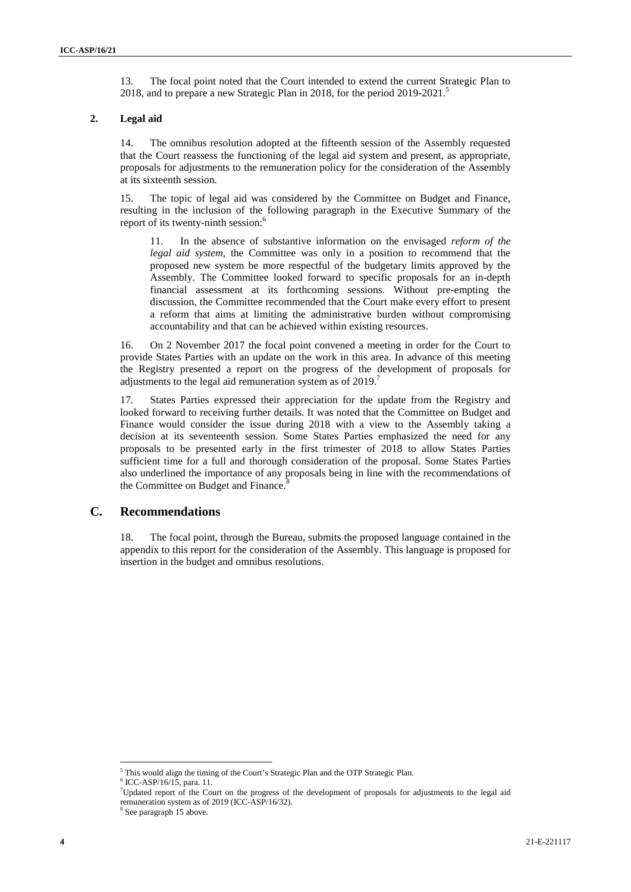13. The focal point noted that the Court intended to extend the current Strategic Plan to 2018, and to prepare a new Strategic Plan in 2018, for the period 2019-2021.[5]

### 2. Legal aid

14. The omnibus resolution adopted at the fifteenth session of the Assembly requested that the Court reassess the functioning of the legal aid system and present, as appropriate, proposals for adjustments to the remuneration policy for the consideration of the Assembly at its sixteenth session.

15. The topic of legal aid was considered by the Committee on Budget and Finance, resulting in the inclusion of the following paragraph in the Executive Summary of the report of its twenty-ninth session:[6]

> 11. In the absence of substantive information on the envisaged *reform of the legal aid system*, the Committee was only in a position to recommend that the proposed new system be more respectful of the budgetary limits approved by the Assembly. The Committee looked forward to specific proposals for an in-depth financial assessment at its forthcoming sessions. Without pre-empting the discussion, the Committee recommended that the Court make every effort to present a reform that aims at limiting the administrative burden without compromising accountability and that can be achieved within existing resources.

16. On 2 November 2017 the focal point convened a meeting in order for the Court to provide States Parties with an update on the work in this area. In advance of this meeting the Registry presented a report on the progress of the development of proposals for adjustments to the legal aid remuneration system as of 2019.[7]

17. States Parties expressed their appreciation for the update from the Registry and looked forward to receiving further details. It was noted that the Committee on Budget and Finance would consider the issue during 2018 with a view to the Assembly taking a decision at its seventeenth session. Some States Parties emphasized the need for any proposals to be presented early in the first trimester of 2018 to allow States Parties sufficient time for a full and thorough consideration of the proposal. Some States Parties also underlined the importance of any proposals being in line with the recommendations of the Committee on Budget and Finance.[8]

## C. Recommendations

18. The focal point, through the Bureau, submits the proposed language contained in the appendix to this report for the consideration of the Assembly. This language is proposed for insertion in the budget and omnibus resolutions.

---

[5] This would align the timing of the Court's Strategic Plan and the OTP Strategic Plan.

[6] ICC-ASP/16/15, para. 11.

[7] Updated report of the Court on the progress of the development of proposals for adjustments to the legal aid remuneration system as of 2019 (ICC-ASP/16/32).

[8] See paragraph 15 above.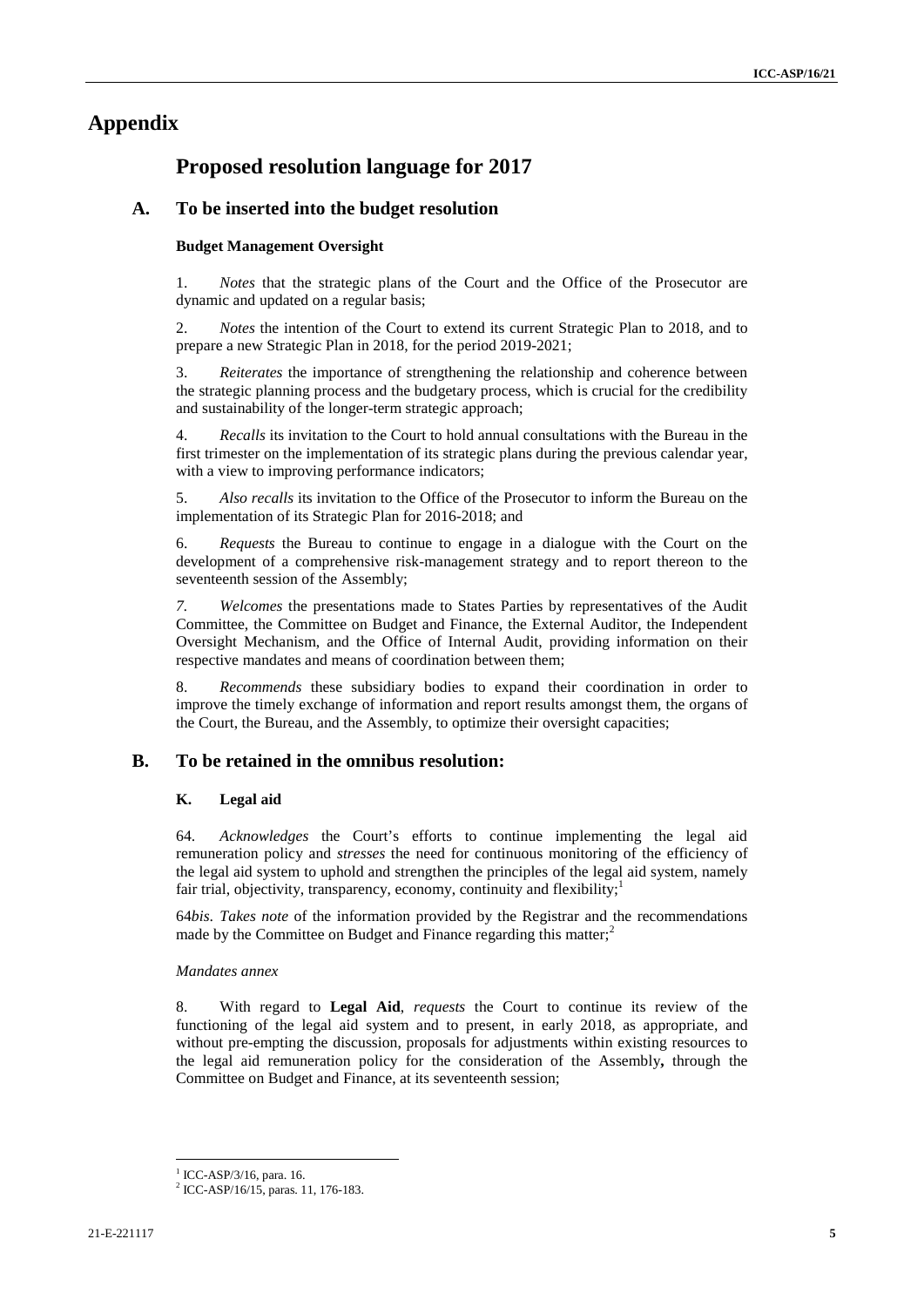# Appendix

## Proposed resolution language for 2017

### A. To be inserted into the budget resolution

#### Budget Management Oversight

1. *Notes* that the strategic plans of the Court and the Office of the Prosecutor are dynamic and updated on a regular basis;

2. *Notes* the intention of the Court to extend its current Strategic Plan to 2018, and to prepare a new Strategic Plan in 2018, for the period 2019-2021;

3. *Reiterates* the importance of strengthening the relationship and coherence between the strategic planning process and the budgetary process, which is crucial for the credibility and sustainability of the longer-term strategic approach;

4. *Recalls* its invitation to the Court to hold annual consultations with the Bureau in the first trimester on the implementation of its strategic plans during the previous calendar year, with a view to improving performance indicators;

5. *Also recalls* its invitation to the Office of the Prosecutor to inform the Bureau on the implementation of its Strategic Plan for 2016-2018; and

6. *Requests* the Bureau to continue to engage in a dialogue with the Court on the development of a comprehensive risk-management strategy and to report thereon to the seventeenth session of the Assembly;

*7. Welcomes* the presentations made to States Parties by representatives of the Audit Committee, the Committee on Budget and Finance, the External Auditor, the Independent Oversight Mechanism, and the Office of Internal Audit, providing information on their respective mandates and means of coordination between them;

8. *Recommends* these subsidiary bodies to expand their coordination in order to improve the timely exchange of information and report results amongst them, the organs of the Court, the Bureau, and the Assembly, to optimize their oversight capacities;

### B. To be retained in the omnibus resolution:

#### K. Legal aid

64. *Acknowledges* the Court's efforts to continue implementing the legal aid remuneration policy and *stresses* the need for continuous monitoring of the efficiency of the legal aid system to uphold and strengthen the principles of the legal aid system, namely fair trial, objectivity, transparency, economy, continuity and flexibility;[1]

64*bis*. *Takes note* of the information provided by the Registrar and the recommendations made by the Committee on Budget and Finance regarding this matter;[2]

*Mandates annex*

8. With regard to **Legal Aid**, *requests* the Court to continue its review of the functioning of the legal aid system and to present, in early 2018, as appropriate, and without pre-empting the discussion, proposals for adjustments within existing resources to the legal aid remuneration policy for the consideration of the Assembly**,** through the Committee on Budget and Finance, at its seventeenth session;

---

[1] ICC-ASP/3/16, para. 16.

[2] ICC-ASP/16/15, paras. 11, 176-183.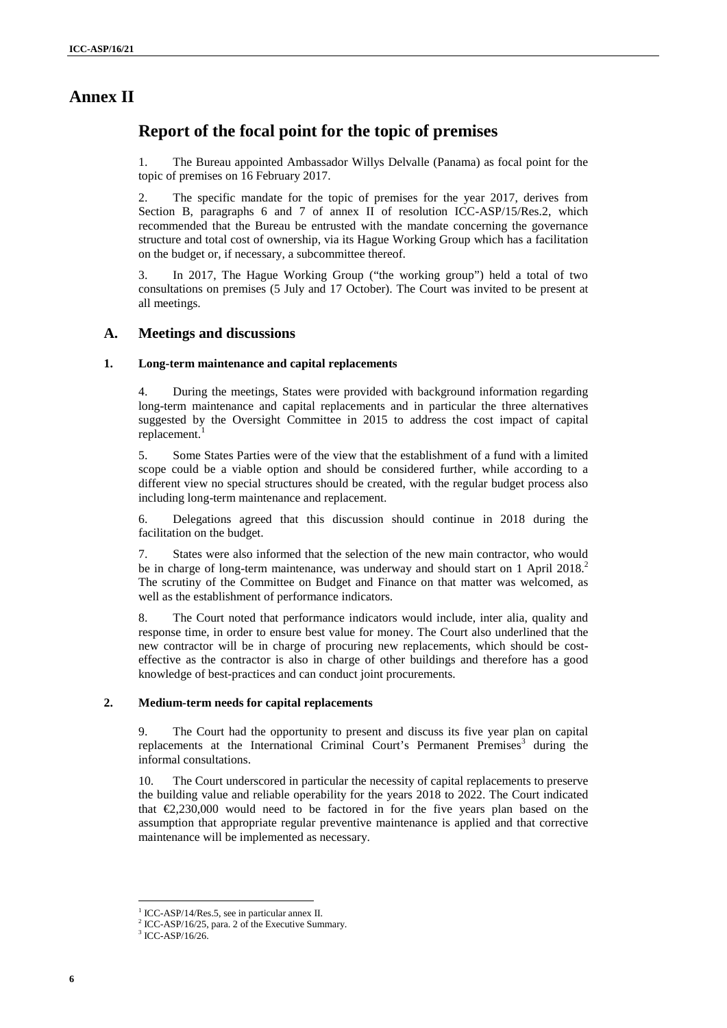# Annex II

## Report of the focal point for the topic of premises

1. The Bureau appointed Ambassador Willys Delvalle (Panama) as focal point for the topic of premises on 16 February 2017.

2. The specific mandate for the topic of premises for the year 2017, derives from Section B, paragraphs 6 and 7 of annex II of resolution ICC-ASP/15/Res.2, which recommended that the Bureau be entrusted with the mandate concerning the governance structure and total cost of ownership, via its Hague Working Group which has a facilitation on the budget or, if necessary, a subcommittee thereof.

3. In 2017, The Hague Working Group ("the working group") held a total of two consultations on premises (5 July and 17 October). The Court was invited to be present at all meetings.

### A. Meetings and discussions

#### 1. Long-term maintenance and capital replacements

4. During the meetings, States were provided with background information regarding long-term maintenance and capital replacements and in particular the three alternatives suggested by the Oversight Committee in 2015 to address the cost impact of capital replacement.[1]

5. Some States Parties were of the view that the establishment of a fund with a limited scope could be a viable option and should be considered further, while according to a different view no special structures should be created, with the regular budget process also including long-term maintenance and replacement.

6. Delegations agreed that this discussion should continue in 2018 during the facilitation on the budget.

7. States were also informed that the selection of the new main contractor, who would be in charge of long-term maintenance, was underway and should start on 1 April 2018.[2] The scrutiny of the Committee on Budget and Finance on that matter was welcomed, as well as the establishment of performance indicators.

8. The Court noted that performance indicators would include, inter alia, quality and response time, in order to ensure best value for money. The Court also underlined that the new contractor will be in charge of procuring new replacements, which should be cost-effective as the contractor is also in charge of other buildings and therefore has a good knowledge of best-practices and can conduct joint procurements.

#### 2. Medium-term needs for capital replacements

9. The Court had the opportunity to present and discuss its five year plan on capital replacements at the International Criminal Court's Permanent Premises[3] during the informal consultations.

10. The Court underscored in particular the necessity of capital replacements to preserve the building value and reliable operability for the years 2018 to 2022. The Court indicated that €2,230,000 would need to be factored in for the five years plan based on the assumption that appropriate regular preventive maintenance is applied and that corrective maintenance will be implemented as necessary.

---

[1] ICC-ASP/14/Res.5, see in particular annex II.

[2] ICC-ASP/16/25, para. 2 of the Executive Summary.

[3] ICC-ASP/16/26.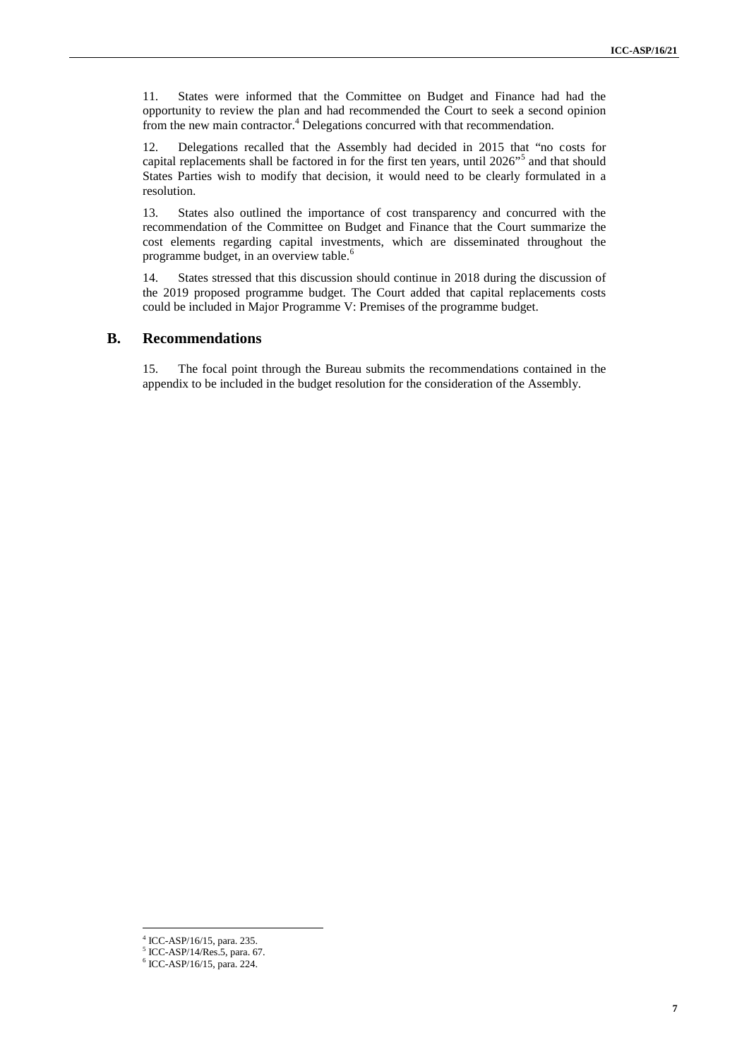11. States were informed that the Committee on Budget and Finance had had the opportunity to review the plan and had recommended the Court to seek a second opinion from the new main contractor.[4] Delegations concurred with that recommendation.

12. Delegations recalled that the Assembly had decided in 2015 that "no costs for capital replacements shall be factored in for the first ten years, until 2026"[5] and that should States Parties wish to modify that decision, it would need to be clearly formulated in a resolution.

13. States also outlined the importance of cost transparency and concurred with the recommendation of the Committee on Budget and Finance that the Court summarize the cost elements regarding capital investments, which are disseminated throughout the programme budget, in an overview table.[6]

14. States stressed that this discussion should continue in 2018 during the discussion of the 2019 proposed programme budget. The Court added that capital replacements costs could be included in Major Programme V: Premises of the programme budget.

## B. Recommendations

15. The focal point through the Bureau submits the recommendations contained in the appendix to be included in the budget resolution for the consideration of the Assembly.

---

[4] ICC-ASP/16/15, para. 235.
[5] ICC-ASP/14/Res.5, para. 67.
[6] ICC-ASP/16/15, para. 224.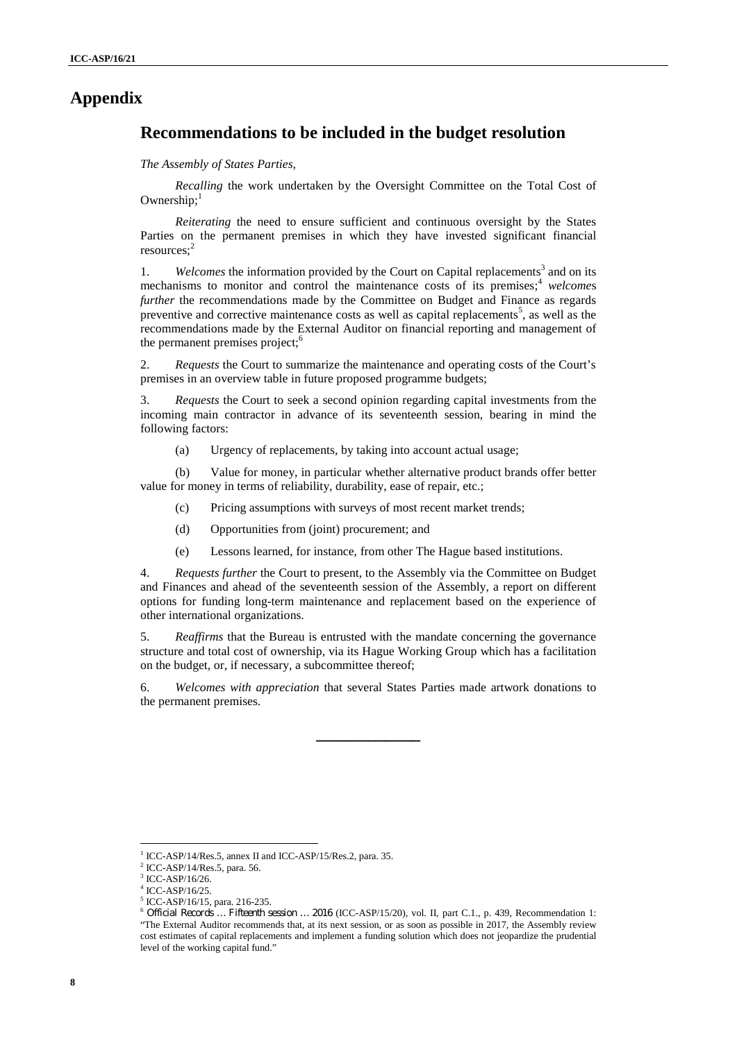# Appendix

## Recommendations to be included in the budget resolution

*The Assembly of States Parties,*

*Recalling* the work undertaken by the Oversight Committee on the Total Cost of Ownership;[1]

*Reiterating* the need to ensure sufficient and continuous oversight by the States Parties on the permanent premises in which they have invested significant financial resources;[2]

1. *Welcomes* the information provided by the Court on Capital replacements[3] and on its mechanisms to monitor and control the maintenance costs of its premises;[4] *welcomes further* the recommendations made by the Committee on Budget and Finance as regards preventive and corrective maintenance costs as well as capital replacements[5], as well as the recommendations made by the External Auditor on financial reporting and management of the permanent premises project;[6]

2. *Requests* the Court to summarize the maintenance and operating costs of the Court's premises in an overview table in future proposed programme budgets;

3. *Requests* the Court to seek a second opinion regarding capital investments from the incoming main contractor in advance of its seventeenth session, bearing in mind the following factors:

   (a) Urgency of replacements, by taking into account actual usage;

   (b) Value for money, in particular whether alternative product brands offer better value for money in terms of reliability, durability, ease of repair, etc.;

   (c) Pricing assumptions with surveys of most recent market trends;

   (d) Opportunities from (joint) procurement; and

   (e) Lessons learned, for instance, from other The Hague based institutions.

4. *Requests further* the Court to present, to the Assembly via the Committee on Budget and Finances and ahead of the seventeenth session of the Assembly, a report on different options for funding long-term maintenance and replacement based on the experience of other international organizations.

5. *Reaffirms* that the Bureau is entrusted with the mandate concerning the governance structure and total cost of ownership, via its Hague Working Group which has a facilitation on the budget, or, if necessary, a subcommittee thereof;

6. *Welcomes with appreciation* that several States Parties made artwork donations to the permanent premises.

---

[1] ICC-ASP/14/Res.5, annex II and ICC-ASP/15/Res.2, para. 35.

[2] ICC-ASP/14/Res.5, para. 56.

[3] ICC-ASP/16/26.

[4] ICC-ASP/16/25.

[5] ICC-ASP/16/15, para. 216-235.

[6] *Official Records … Fifteenth session … 2016* (ICC-ASP/15/20), vol. II, part C.1., p. 439, Recommendation 1: "The External Auditor recommends that, at its next session, or as soon as possible in 2017, the Assembly review cost estimates of capital replacements and implement a funding solution which does not jeopardize the prudential level of the working capital fund."